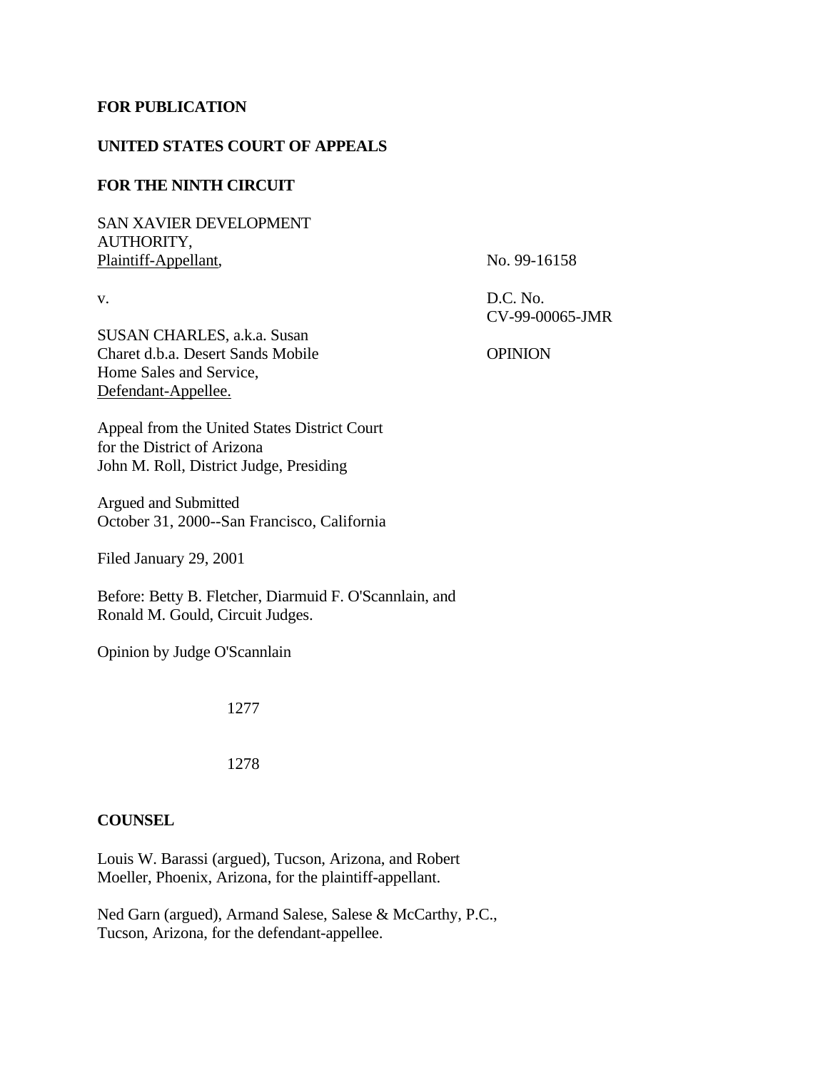**FOR PUBLICATION**

**UNITED STATES COURT OF APPEALS**

**FOR THE NINTH CIRCUIT**

SAN XAVIER DEVELOPMENT AUTHORITY,
Plaintiff-Appellant,

v.

SUSAN CHARLES, a.k.a. Susan Charet d.b.a. Desert Sands Mobile Home Sales and Service,
Defendant-Appellee.

No. 99-16158

D.C. No.
CV-99-00065-JMR

OPINION

Appeal from the United States District Court
for the District of Arizona
John M. Roll, District Judge, Presiding

Argued and Submitted
October 31, 2000--San Francisco, California

Filed January 29, 2001

Before: Betty B. Fletcher, Diarmuid F. O'Scannlain, and Ronald M. Gould, Circuit Judges.

Opinion by Judge O'Scannlain

**COUNSEL**

Louis W. Barassi (argued), Tucson, Arizona, and Robert Moeller, Phoenix, Arizona, for the plaintiff-appellant.

Ned Garn (argued), Armand Salese, Salese & McCarthy, P.C., Tucson, Arizona, for the defendant-appellee.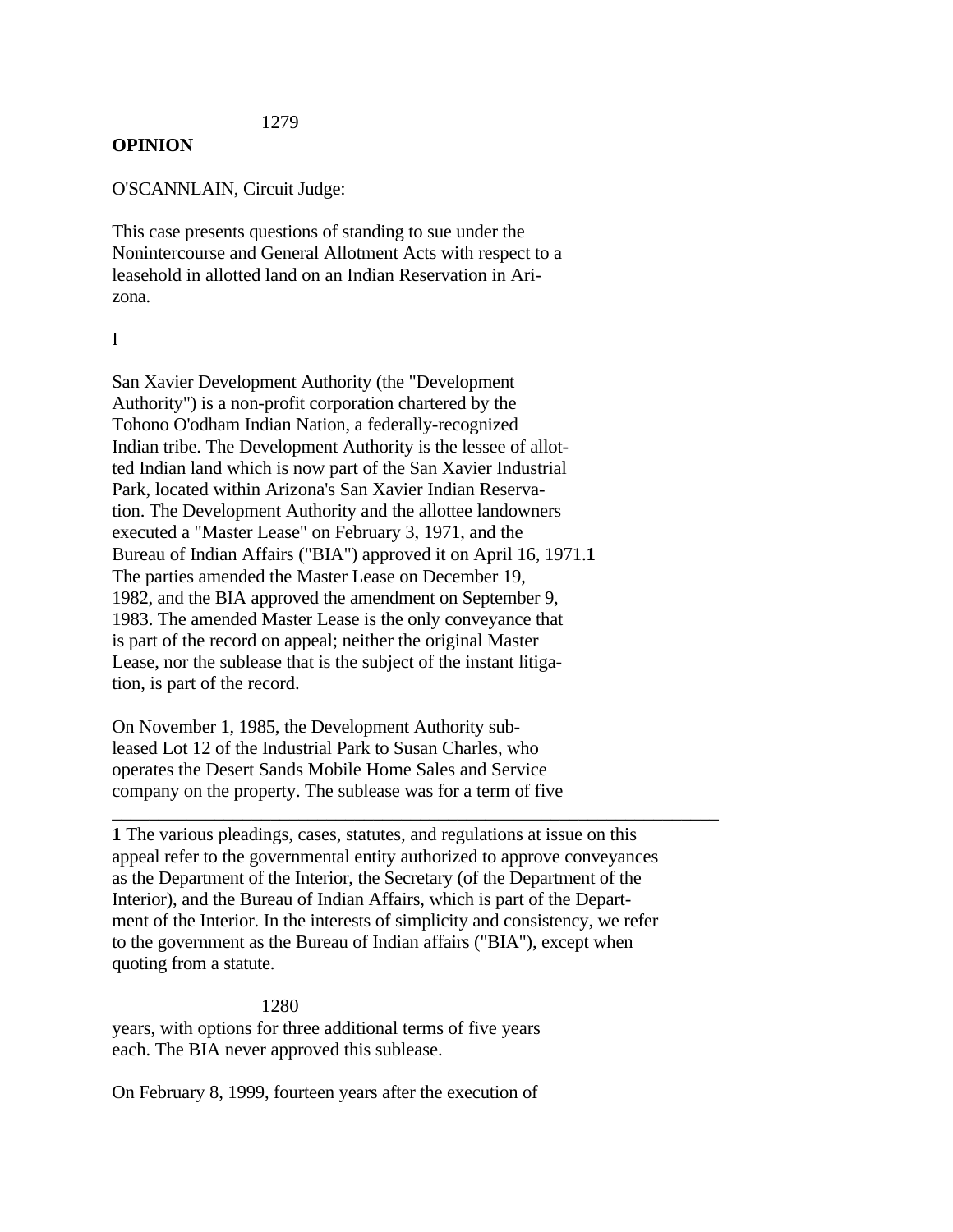## OPINION

O'SCANNLAIN, Circuit Judge:

This case presents questions of standing to sue under the Nonintercourse and General Allotment Acts with respect to a leasehold in allotted land on an Indian Reservation in Arizona.

I

San Xavier Development Authority (the "Development Authority") is a non-profit corporation chartered by the Tohono O'odham Indian Nation, a federally-recognized Indian tribe. The Development Authority is the lessee of allotted Indian land which is now part of the San Xavier Industrial Park, located within Arizona's San Xavier Indian Reservation. The Development Authority and the allottee landowners executed a "Master Lease" on February 3, 1971, and the Bureau of Indian Affairs ("BIA") approved it on April 16, 1971.[1] The parties amended the Master Lease on December 19, 1982, and the BIA approved the amendment on September 9, 1983. The amended Master Lease is the only conveyance that is part of the record on appeal; neither the original Master Lease, nor the sublease that is the subject of the instant litigation, is part of the record.

On November 1, 1985, the Development Authority subleased Lot 12 of the Industrial Park to Susan Charles, who operates the Desert Sands Mobile Home Sales and Service company on the property. The sublease was for a term of five years, with options for three additional terms of five years each. The BIA never approved this sublease.

On February 8, 1999, fourteen years after the execution of

---

**1** The various pleadings, cases, statutes, and regulations at issue on this appeal refer to the governmental entity authorized to approve conveyances as the Department of the Interior, the Secretary (of the Department of the Interior), and the Bureau of Indian Affairs, which is part of the Department of the Interior. In the interests of simplicity and consistency, we refer to the government as the Bureau of Indian affairs ("BIA"), except when quoting from a statute.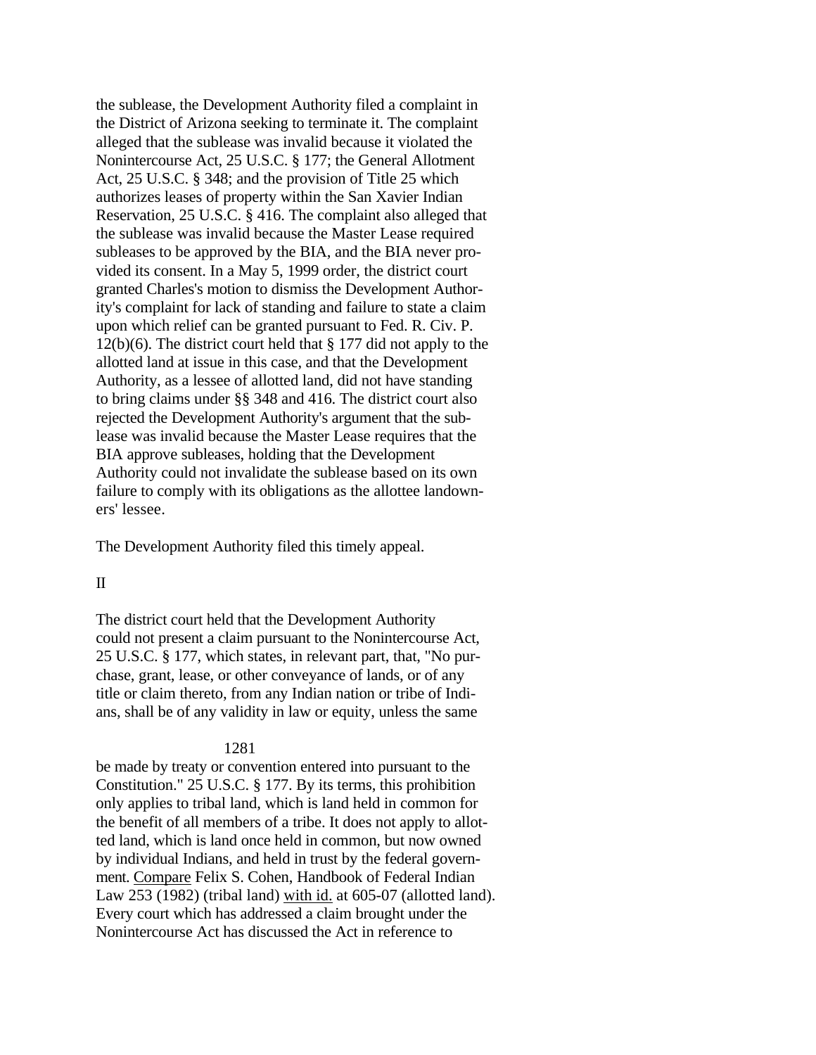the sublease, the Development Authority filed a complaint in the District of Arizona seeking to terminate it. The complaint alleged that the sublease was invalid because it violated the Nonintercourse Act, 25 U.S.C. § 177; the General Allotment Act, 25 U.S.C. § 348; and the provision of Title 25 which authorizes leases of property within the San Xavier Indian Reservation, 25 U.S.C. § 416. The complaint also alleged that the sublease was invalid because the Master Lease required subleases to be approved by the BIA, and the BIA never provided its consent. In a May 5, 1999 order, the district court granted Charles's motion to dismiss the Development Authority's complaint for lack of standing and failure to state a claim upon which relief can be granted pursuant to Fed. R. Civ. P. 12(b)(6). The district court held that § 177 did not apply to the allotted land at issue in this case, and that the Development Authority, as a lessee of allotted land, did not have standing to bring claims under §§ 348 and 416. The district court also rejected the Development Authority's argument that the sublease was invalid because the Master Lease requires that the BIA approve subleases, holding that the Development Authority could not invalidate the sublease based on its own failure to comply with its obligations as the allottee landowners' lessee.

The Development Authority filed this timely appeal.

II

The district court held that the Development Authority could not present a claim pursuant to the Nonintercourse Act, 25 U.S.C. § 177, which states, in relevant part, that, "No purchase, grant, lease, or other conveyance of lands, or of any title or claim thereto, from any Indian nation or tribe of Indians, shall be of any validity in law or equity, unless the same be made by treaty or convention entered into pursuant to the Constitution." 25 U.S.C. § 177. By its terms, this prohibition only applies to tribal land, which is land held in common for the benefit of all members of a tribe. It does not apply to allotted land, which is land once held in common, but now owned by individual Indians, and held in trust by the federal government. Compare Felix S. Cohen, Handbook of Federal Indian Law 253 (1982) (tribal land) with id. at 605-07 (allotted land). Every court which has addressed a claim brought under the Nonintercourse Act has discussed the Act in reference to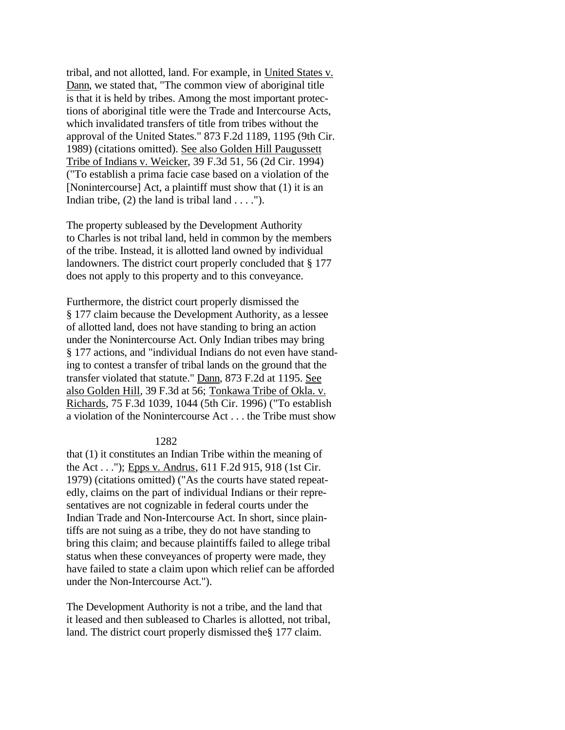tribal, and not allotted, land. For example, in United States v. Dann, we stated that, "The common view of aboriginal title is that it is held by tribes. Among the most important protections of aboriginal title were the Trade and Intercourse Acts, which invalidated transfers of title from tribes without the approval of the United States." 873 F.2d 1189, 1195 (9th Cir. 1989) (citations omitted). See also Golden Hill Paugussett Tribe of Indians v. Weicker, 39 F.3d 51, 56 (2d Cir. 1994) ("To establish a prima facie case based on a violation of the [Nonintercourse] Act, a plaintiff must show that (1) it is an Indian tribe, (2) the land is tribal land . . . .").

The property subleased by the Development Authority to Charles is not tribal land, held in common by the members of the tribe. Instead, it is allotted land owned by individual landowners. The district court properly concluded that § 177 does not apply to this property and to this conveyance.

Furthermore, the district court properly dismissed the § 177 claim because the Development Authority, as a lessee of allotted land, does not have standing to bring an action under the Nonintercourse Act. Only Indian tribes may bring § 177 actions, and "individual Indians do not even have standing to contest a transfer of tribal lands on the ground that the transfer violated that statute." Dann, 873 F.2d at 1195. See also Golden Hill, 39 F.3d at 56; Tonkawa Tribe of Okla. v. Richards, 75 F.3d 1039, 1044 (5th Cir. 1996) ("To establish a violation of the Nonintercourse Act . . . the Tribe must show that (1) it constitutes an Indian Tribe within the meaning of the Act . . ."); Epps v. Andrus, 611 F.2d 915, 918 (1st Cir. 1979) (citations omitted) ("As the courts have stated repeatedly, claims on the part of individual Indians or their representatives are not cognizable in federal courts under the Indian Trade and Non-Intercourse Act. In short, since plaintiffs are not suing as a tribe, they do not have standing to bring this claim; and because plaintiffs failed to allege tribal status when these conveyances of property were made, they have failed to state a claim upon which relief can be afforded under the Non-Intercourse Act.").

The Development Authority is not a tribe, and the land that it leased and then subleased to Charles is allotted, not tribal, land. The district court properly dismissed the§ 177 claim.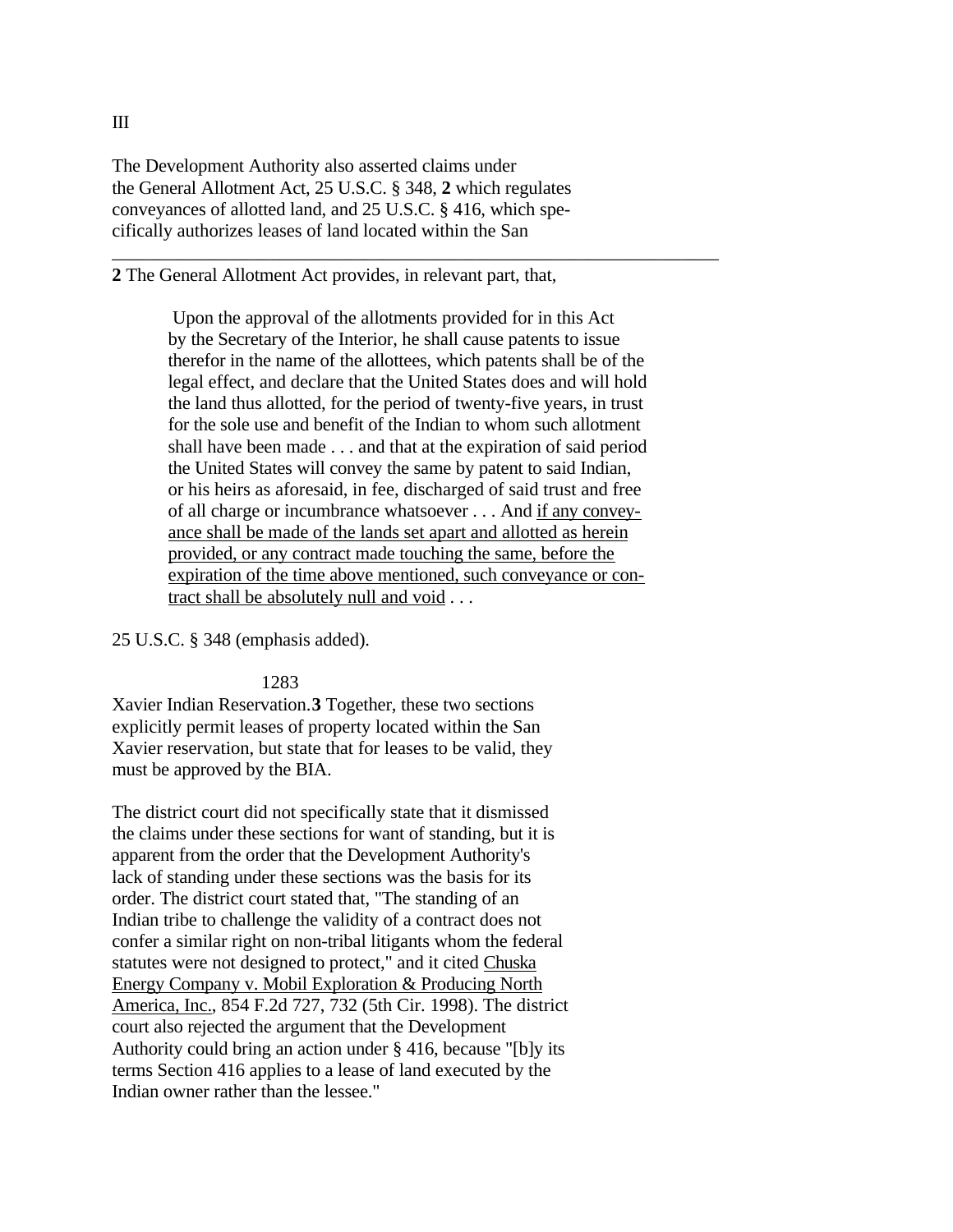III

The Development Authority also asserted claims under the General Allotment Act, 25 U.S.C. § 348, **2** which regulates conveyances of allotted land, and 25 U.S.C. § 416, which specifically authorizes leases of land located within the San Xavier Indian Reservation.**3** Together, these two sections explicitly permit leases of property located within the San Xavier reservation, but state that for leases to be valid, they must be approved by the BIA.

The district court did not specifically state that it dismissed the claims under these sections for want of standing, but it is apparent from the order that the Development Authority's lack of standing under these sections was the basis for its order. The district court stated that, "The standing of an Indian tribe to challenge the validity of a contract does not confer a similar right on non-tribal litigants whom the federal statutes were not designed to protect," and it cited Chuska Energy Company v. Mobil Exploration & Producing North America, Inc., 854 F.2d 727, 732 (5th Cir. 1998). The district court also rejected the argument that the Development Authority could bring an action under § 416, because "[b]y its terms Section 416 applies to a lease of land executed by the Indian owner rather than the lessee."

---

**2** The General Allotment Act provides, in relevant part, that,

> Upon the approval of the allotments provided for in this Act by the Secretary of the Interior, he shall cause patents to issue therefor in the name of the allottees, which patents shall be of the legal effect, and declare that the United States does and will hold the land thus allotted, for the period of twenty-five years, in trust for the sole use and benefit of the Indian to whom such allotment shall have been made . . . and that at the expiration of said period the United States will convey the same by patent to said Indian, or his heirs as aforesaid, in fee, discharged of said trust and free of all charge or incumbrance whatsoever . . . And <u>if any conveyance shall be made of the lands set apart and allotted as herein provided, or any contract made touching the same, before the expiration of the time above mentioned, such conveyance or contract shall be absolutely null and void</u> . . .

25 U.S.C. § 348 (emphasis added).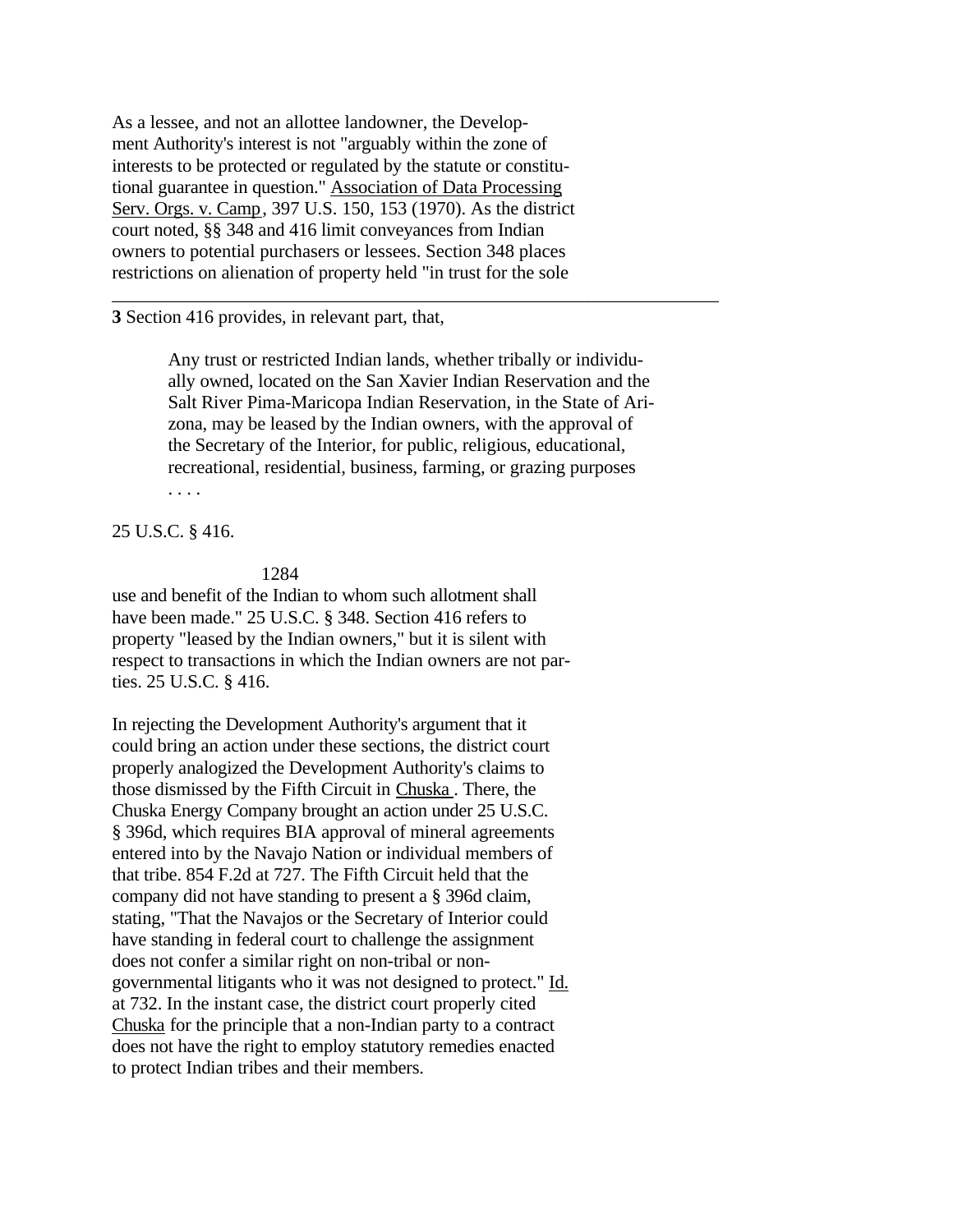As a lessee, and not an allottee landowner, the Development Authority's interest is not "arguably within the zone of interests to be protected or regulated by the statute or constitutional guarantee in question." Association of Data Processing Serv. Orgs. v. Camp, 397 U.S. 150, 153 (1970). As the district court noted, §§ 348 and 416 limit conveyances from Indian owners to potential purchasers or lessees. Section 348 places restrictions on alienation of property held "in trust for the sole use and benefit of the Indian to whom such allotment shall have been made." 25 U.S.C. § 348. Section 416 refers to property "leased by the Indian owners," but it is silent with respect to transactions in which the Indian owners are not parties. 25 U.S.C. § 416.

In rejecting the Development Authority's argument that it could bring an action under these sections, the district court properly analogized the Development Authority's claims to those dismissed by the Fifth Circuit in Chuska. There, the Chuska Energy Company brought an action under 25 U.S.C. § 396d, which requires BIA approval of mineral agreements entered into by the Navajo Nation or individual members of that tribe. 854 F.2d at 727. The Fifth Circuit held that the company did not have standing to present a § 396d claim, stating, "That the Navajos or the Secretary of Interior could have standing in federal court to challenge the assignment does not confer a similar right on non-tribal or non-governmental litigants who it was not designed to protect." Id. at 732. In the instant case, the district court properly cited Chuska for the principle that a non-Indian party to a contract does not have the right to employ statutory remedies enacted to protect Indian tribes and their members.

---

**3** Section 416 provides, in relevant part, that,

> Any trust or restricted Indian lands, whether tribally or individually owned, located on the San Xavier Indian Reservation and the Salt River Pima-Maricopa Indian Reservation, in the State of Arizona, may be leased by the Indian owners, with the approval of the Secretary of the Interior, for public, religious, educational, recreational, residential, business, farming, or grazing purposes . . . .

25 U.S.C. § 416.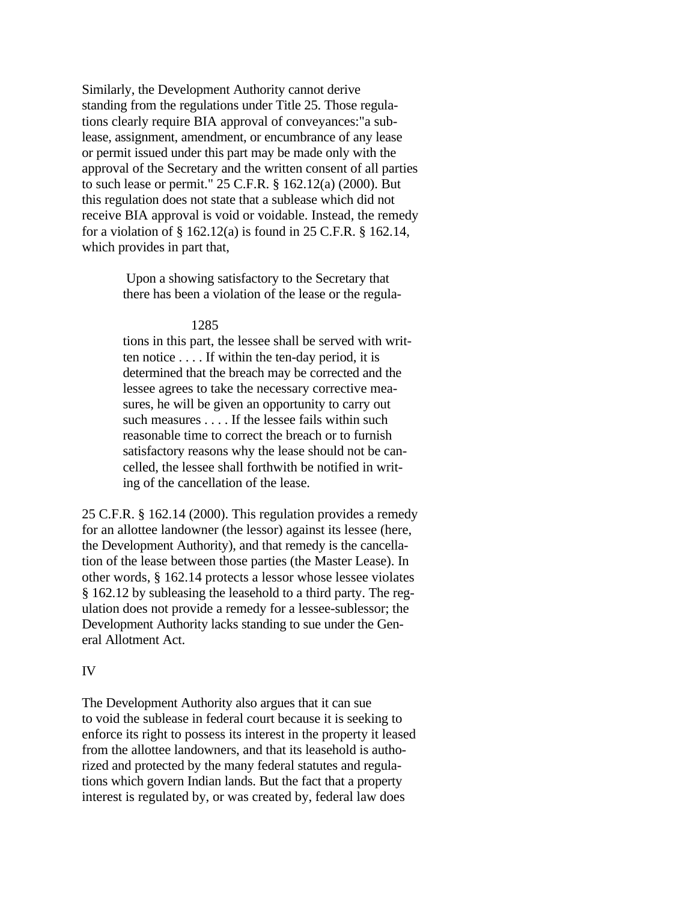Similarly, the Development Authority cannot derive standing from the regulations under Title 25. Those regulations clearly require BIA approval of conveyances:"a sublease, assignment, amendment, or encumbrance of any lease or permit issued under this part may be made only with the approval of the Secretary and the written consent of all parties to such lease or permit." 25 C.F.R. § 162.12(a) (2000). But this regulation does not state that a sublease which did not receive BIA approval is void or voidable. Instead, the remedy for a violation of § 162.12(a) is found in 25 C.F.R. § 162.14, which provides in part that,

> Upon a showing satisfactory to the Secretary that there has been a violation of the lease or the regulations in this part, the lessee shall be served with written notice . . . . If within the ten-day period, it is determined that the breach may be corrected and the lessee agrees to take the necessary corrective measures, he will be given an opportunity to carry out such measures . . . . If the lessee fails within such reasonable time to correct the breach or to furnish satisfactory reasons why the lease should not be cancelled, the lessee shall forthwith be notified in writing of the cancellation of the lease.

25 C.F.R. § 162.14 (2000). This regulation provides a remedy for an allottee landowner (the lessor) against its lessee (here, the Development Authority), and that remedy is the cancellation of the lease between those parties (the Master Lease). In other words, § 162.14 protects a lessor whose lessee violates § 162.12 by subleasing the leasehold to a third party. The regulation does not provide a remedy for a lessee-sublessor; the Development Authority lacks standing to sue under the General Allotment Act.

## IV

The Development Authority also argues that it can sue to void the sublease in federal court because it is seeking to enforce its right to possess its interest in the property it leased from the allottee landowners, and that its leasehold is authorized and protected by the many federal statutes and regulations which govern Indian lands. But the fact that a property interest is regulated by, or was created by, federal law does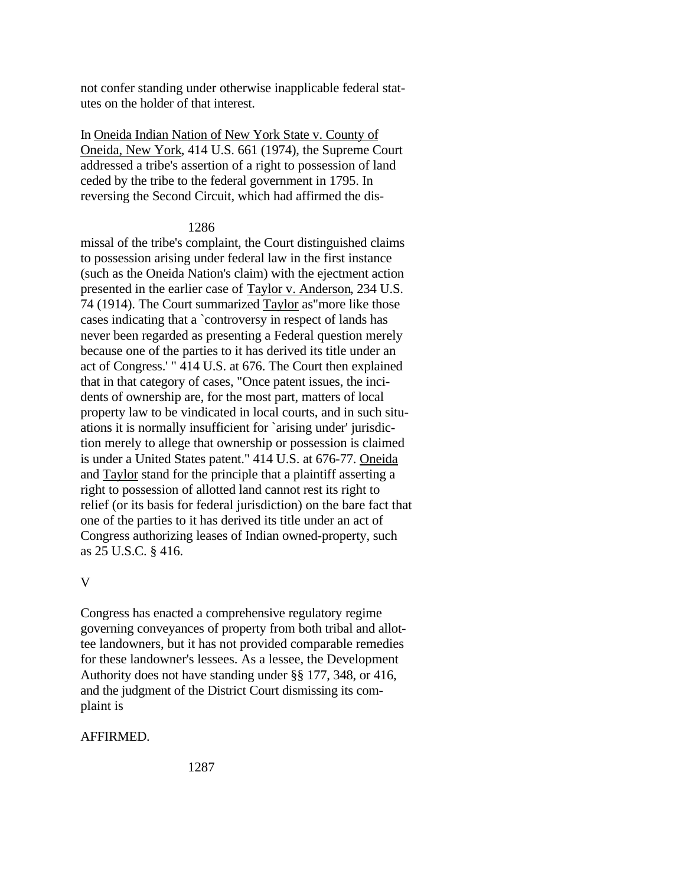not confer standing under otherwise inapplicable federal statutes on the holder of that interest.

In Oneida Indian Nation of New York State v. County of Oneida, New York, 414 U.S. 661 (1974), the Supreme Court addressed a tribe's assertion of a right to possession of land ceded by the tribe to the federal government in 1795. In reversing the Second Circuit, which had affirmed the dismissal of the tribe's complaint, the Court distinguished claims to possession arising under federal law in the first instance (such as the Oneida Nation's claim) with the ejectment action presented in the earlier case of Taylor v. Anderson, 234 U.S. 74 (1914). The Court summarized Taylor as"more like those cases indicating that a `controversy in respect of lands has never been regarded as presenting a Federal question merely because one of the parties to it has derived its title under an act of Congress.' " 414 U.S. at 676. The Court then explained that in that category of cases, "Once patent issues, the incidents of ownership are, for the most part, matters of local property law to be vindicated in local courts, and in such situations it is normally insufficient for `arising under' jurisdiction merely to allege that ownership or possession is claimed is under a United States patent." 414 U.S. at 676-77. Oneida and Taylor stand for the principle that a plaintiff asserting a right to possession of allotted land cannot rest its right to relief (or its basis for federal jurisdiction) on the bare fact that one of the parties to it has derived its title under an act of Congress authorizing leases of Indian owned-property, such as 25 U.S.C. § 416.

V

Congress has enacted a comprehensive regulatory regime governing conveyances of property from both tribal and allottee landowners, but it has not provided comparable remedies for these landowner's lessees. As a lessee, the Development Authority does not have standing under §§ 177, 348, or 416, and the judgment of the District Court dismissing its complaint is

AFFIRMED.